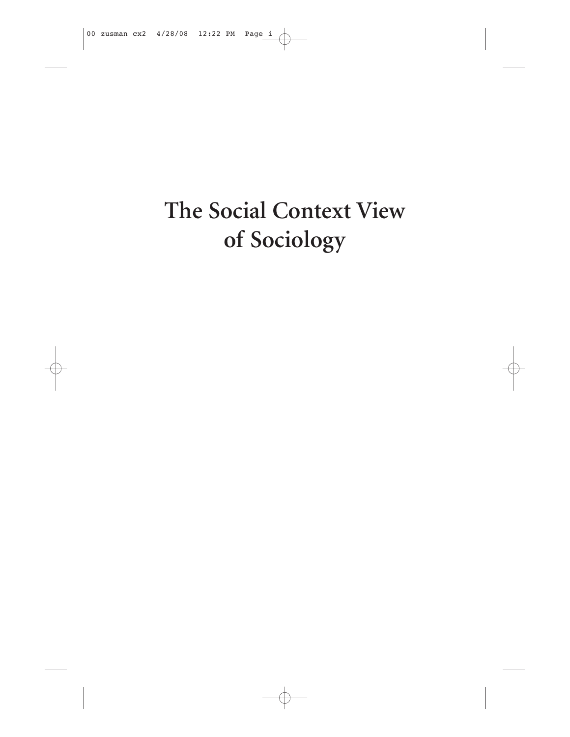# The Social Context View of Sociology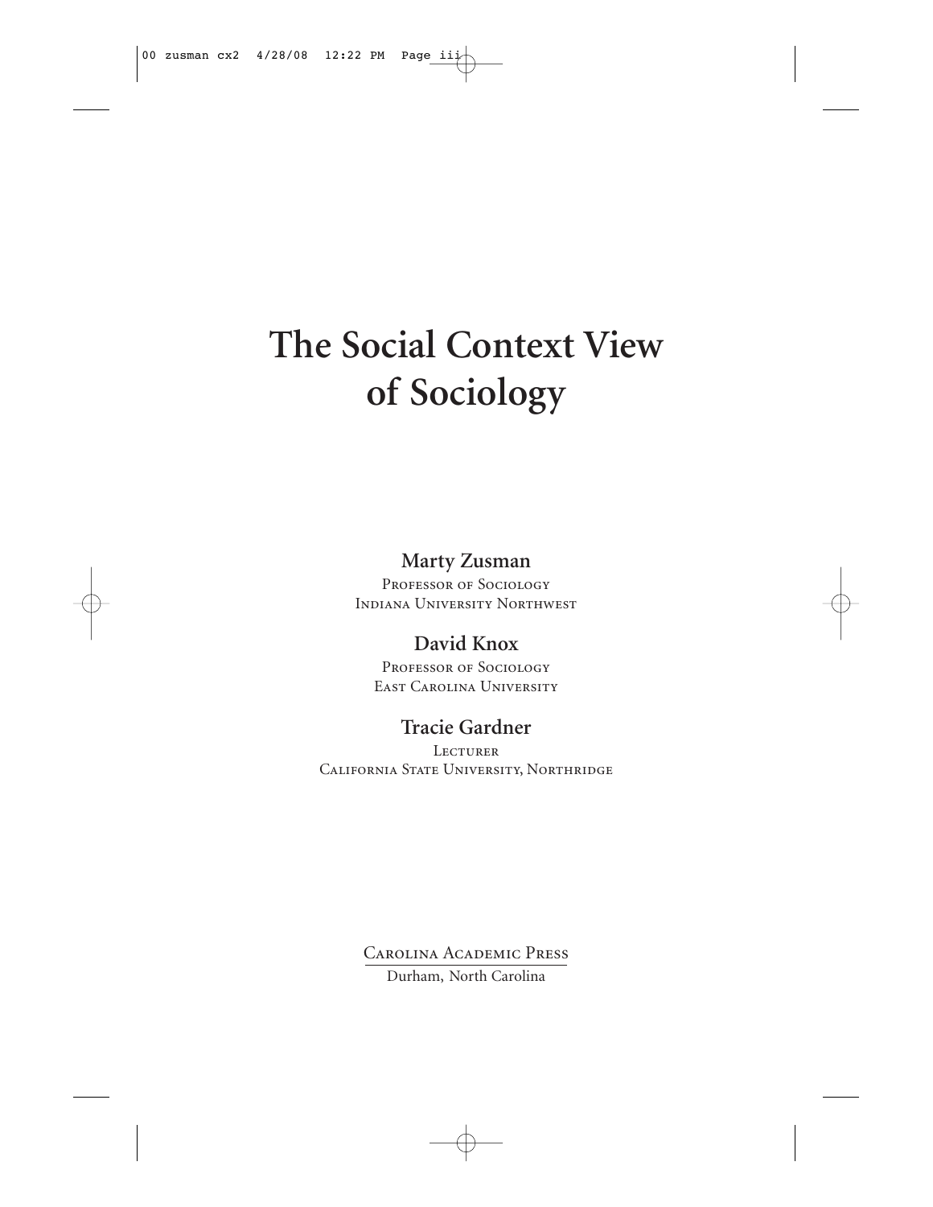# The Social Context View of Sociology

**Marty Zusman**

Professor of Sociology
Indiana University Northwest

**David Knox**

Professor of Sociology
East Carolina University

**Tracie Gardner**

Lecturer
California State University, Northridge

Carolina Academic Press
Durham, North Carolina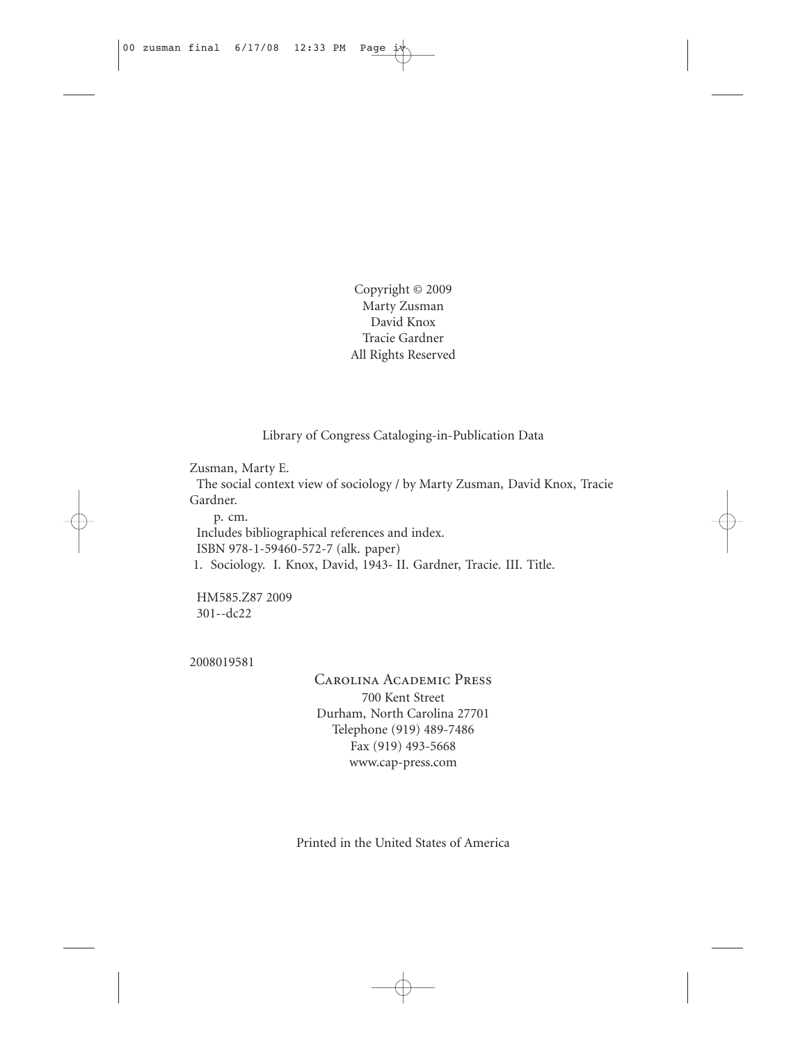Copyright © 2009
Marty Zusman
David Knox
Tracie Gardner
All Rights Reserved

Library of Congress Cataloging-in-Publication Data

Zusman, Marty E.
The social context view of sociology / by Marty Zusman, David Knox, Tracie Gardner.
p. cm.
Includes bibliographical references and index.
ISBN 978-1-59460-572-7 (alk. paper)
1. Sociology. I. Knox, David, 1943- II. Gardner, Tracie. III. Title.

HM585.Z87 2009
301--dc22

2008019581

Carolina Academic Press
700 Kent Street
Durham, North Carolina 27701
Telephone (919) 489-7486
Fax (919) 493-5668
www.cap-press.com

Printed in the United States of America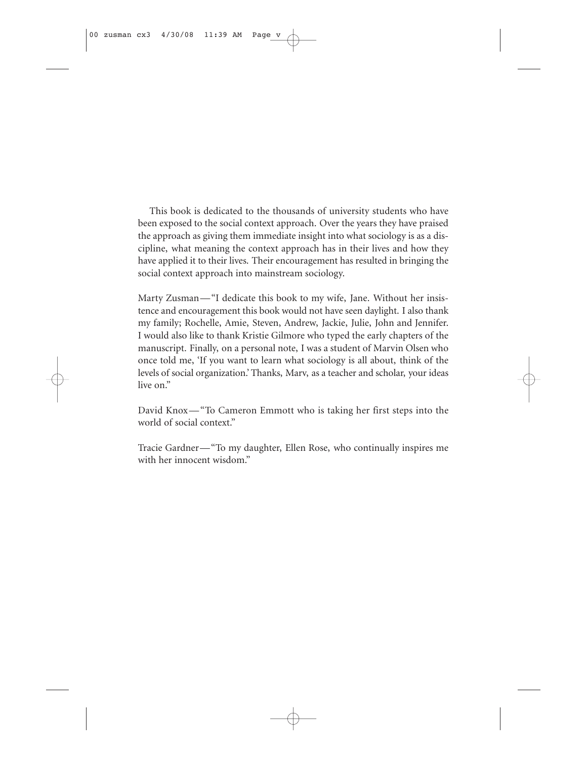This book is dedicated to the thousands of university students who have been exposed to the social context approach. Over the years they have praised the approach as giving them immediate insight into what sociology is as a discipline, what meaning the context approach has in their lives and how they have applied it to their lives. Their encouragement has resulted in bringing the social context approach into mainstream sociology.

Marty Zusman—"I dedicate this book to my wife, Jane. Without her insistence and encouragement this book would not have seen daylight. I also thank my family; Rochelle, Amie, Steven, Andrew, Jackie, Julie, John and Jennifer. I would also like to thank Kristie Gilmore who typed the early chapters of the manuscript. Finally, on a personal note, I was a student of Marvin Olsen who once told me, 'If you want to learn what sociology is all about, think of the levels of social organization.' Thanks, Marv, as a teacher and scholar, your ideas live on."

David Knox—"To Cameron Emmott who is taking her first steps into the world of social context."

Tracie Gardner—"To my daughter, Ellen Rose, who continually inspires me with her innocent wisdom."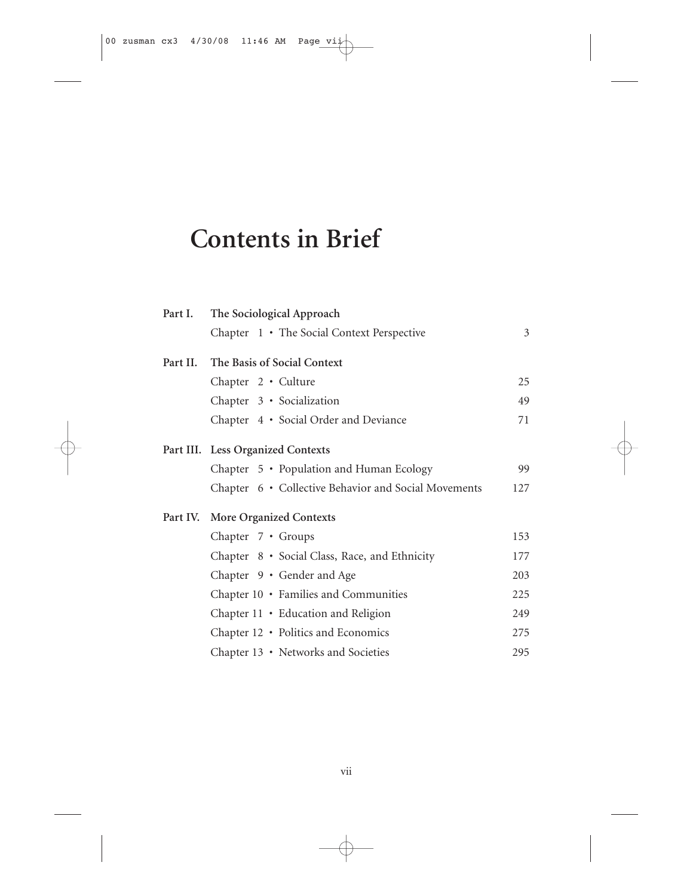# Contents in Brief

| | | |
|---|---|---|
| **Part I.** | **The Sociological Approach** | |
| | Chapter 1 • The Social Context Perspective | 3 |
| **Part II.** | **The Basis of Social Context** | |
| | Chapter 2 • Culture | 25 |
| | Chapter 3 • Socialization | 49 |
| | Chapter 4 • Social Order and Deviance | 71 |
| **Part III.** | **Less Organized Contexts** | |
| | Chapter 5 • Population and Human Ecology | 99 |
| | Chapter 6 • Collective Behavior and Social Movements | 127 |
| **Part IV.** | **More Organized Contexts** | |
| | Chapter 7 • Groups | 153 |
| | Chapter 8 • Social Class, Race, and Ethnicity | 177 |
| | Chapter 9 • Gender and Age | 203 |
| | Chapter 10 • Families and Communities | 225 |
| | Chapter 11 • Education and Religion | 249 |
| | Chapter 12 • Politics and Economics | 275 |
| | Chapter 13 • Networks and Societies | 295 |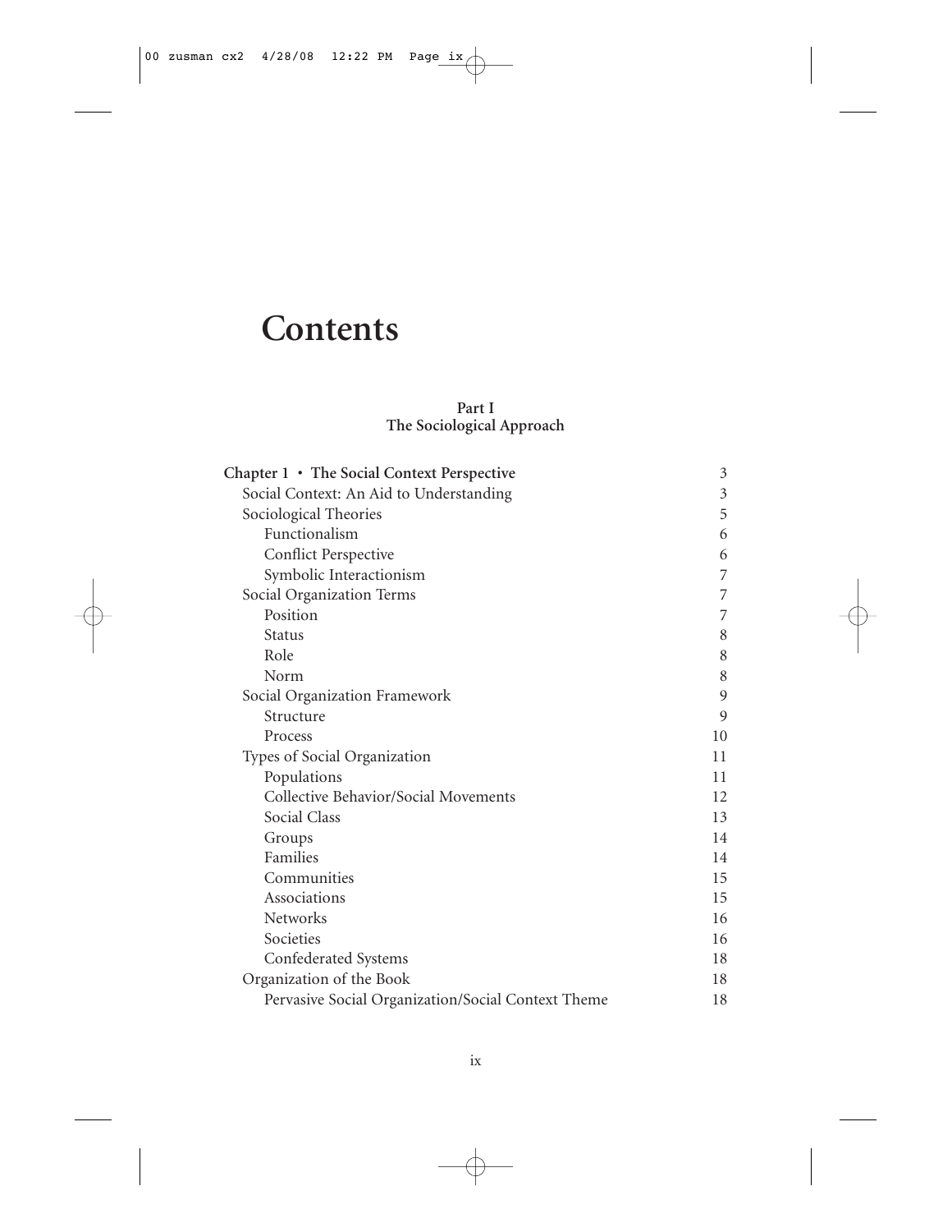# Contents

**Part I**
**The Sociological Approach**

| | |
|---|---|
| **Chapter 1 • The Social Context Perspective** | 3 |
| Social Context: An Aid to Understanding | 3 |
| Sociological Theories | 5 |
| Functionalism | 6 |
| Conflict Perspective | 6 |
| Symbolic Interactionism | 7 |
| Social Organization Terms | 7 |
| Position | 7 |
| Status | 8 |
| Role | 8 |
| Norm | 8 |
| Social Organization Framework | 9 |
| Structure | 9 |
| Process | 10 |
| Types of Social Organization | 11 |
| Populations | 11 |
| Collective Behavior/Social Movements | 12 |
| Social Class | 13 |
| Groups | 14 |
| Families | 14 |
| Communities | 15 |
| Associations | 15 |
| Networks | 16 |
| Societies | 16 |
| Confederated Systems | 18 |
| Organization of the Book | 18 |
| Pervasive Social Organization/Social Context Theme | 18 |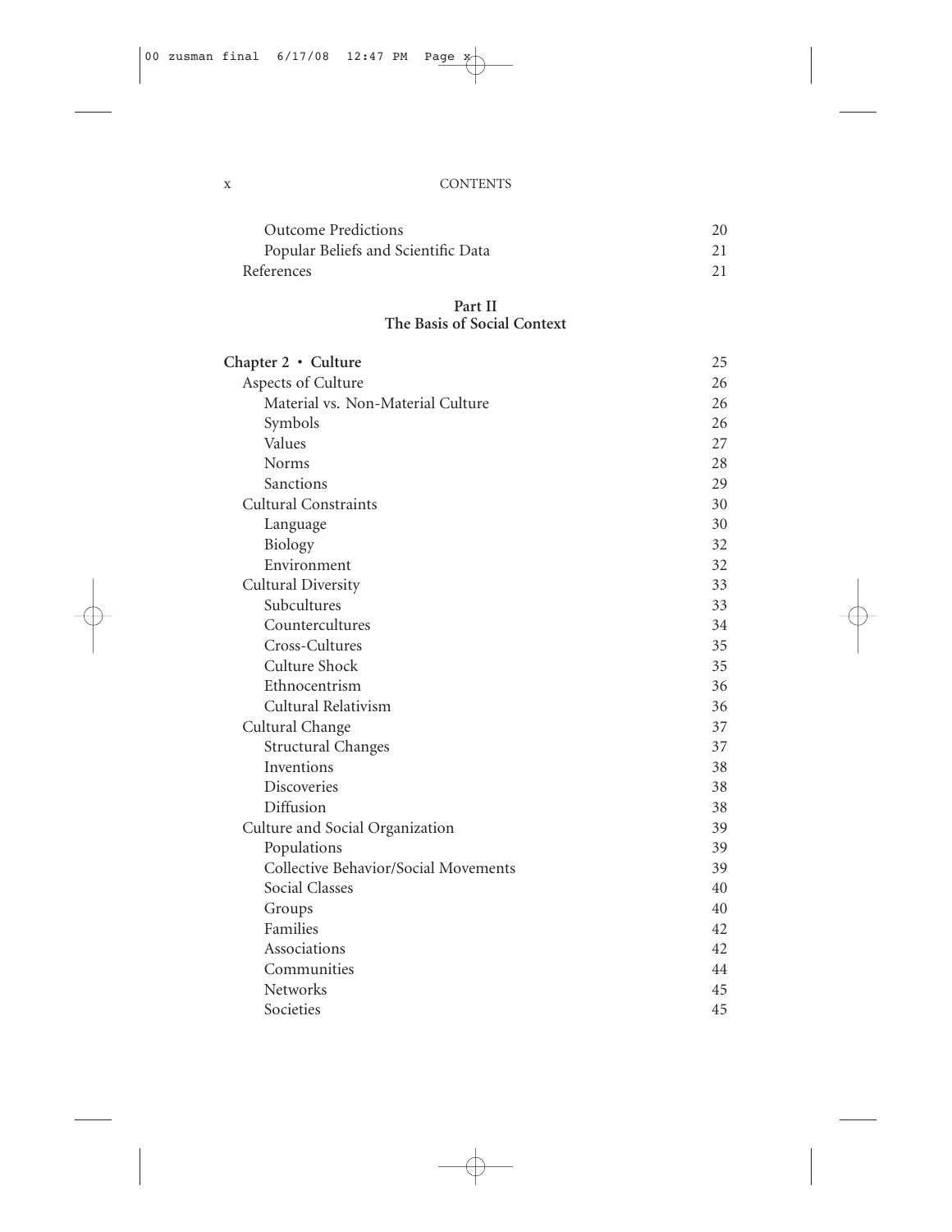Outcome Predictions 20
Popular Beliefs and Scientific Data 21
References 21

## Part II
## The Basis of Social Context

**Chapter 2 • Culture** 25

Aspects of Culture 26
- Material vs. Non-Material Culture 26
- Symbols 26
- Values 27
- Norms 28
- Sanctions 29

Cultural Constraints 30
- Language 30
- Biology 32
- Environment 32

Cultural Diversity 33
- Subcultures 33
- Countercultures 34
- Cross-Cultures 35
- Culture Shock 35
- Ethnocentrism 36
- Cultural Relativism 36

Cultural Change 37
- Structural Changes 37
- Inventions 38
- Discoveries 38
- Diffusion 38

Culture and Social Organization 39
- Populations 39
- Collective Behavior/Social Movements 39
- Social Classes 40
- Groups 40
- Families 42
- Associations 42
- Communities 44
- Networks 45
- Societies 45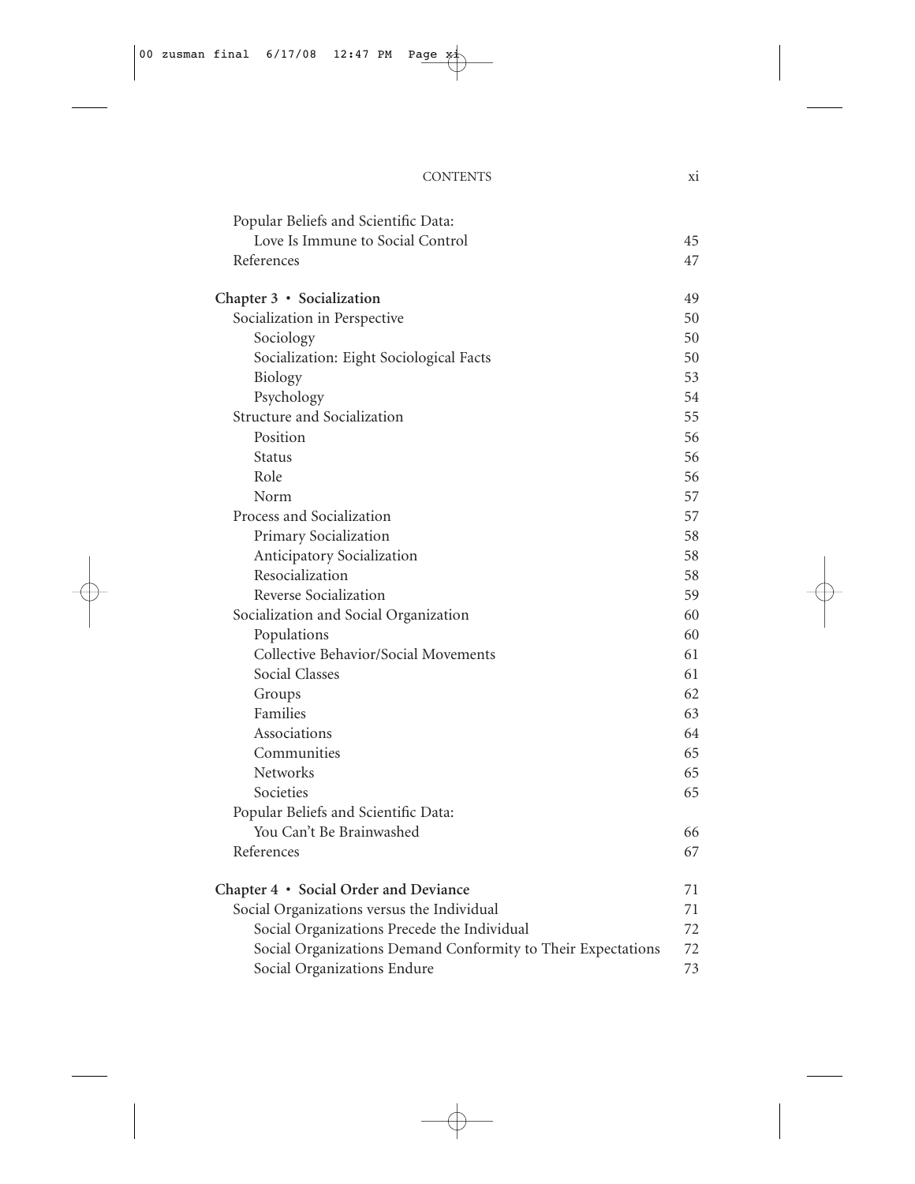Popular Beliefs and Scientific Data:
  Love Is Immune to Social Control 45
References 47

**Chapter 3 • Socialization** 49

- Socialization in Perspective 50
  - Sociology 50
  - Socialization: Eight Sociological Facts 50
  - Biology 53
  - Psychology 54
- Structure and Socialization 55
  - Position 56
  - Status 56
  - Role 56
  - Norm 57
- Process and Socialization 57
  - Primary Socialization 58
  - Anticipatory Socialization 58
  - Resocialization 58
  - Reverse Socialization 59
- Socialization and Social Organization 60
  - Populations 60
  - Collective Behavior/Social Movements 61
  - Social Classes 61
  - Groups 62
  - Families 63
  - Associations 64
  - Communities 65
  - Networks 65
  - Societies 65
- Popular Beliefs and Scientific Data:
  You Can't Be Brainwashed 66
- References 67

**Chapter 4 • Social Order and Deviance** 71

- Social Organizations versus the Individual 71
  - Social Organizations Precede the Individual 72
  - Social Organizations Demand Conformity to Their Expectations 72
  - Social Organizations Endure 73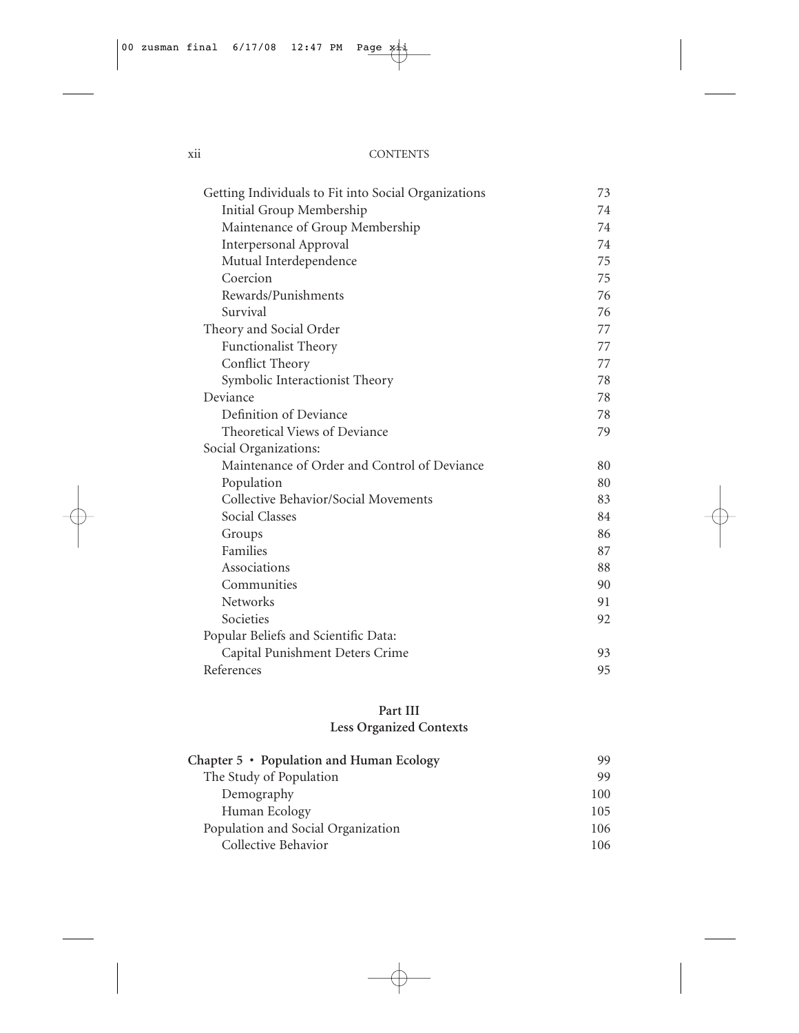Getting Individuals to Fit into Social Organizations 73
- Initial Group Membership 74
- Maintenance of Group Membership 74
- Interpersonal Approval 74
- Mutual Interdependence 75
- Coercion 75
- Rewards/Punishments 76
- Survival 76

Theory and Social Order 77
- Functionalist Theory 77
- Conflict Theory 77
- Symbolic Interactionist Theory 78

Deviance 78
- Definition of Deviance 78
- Theoretical Views of Deviance 79

Social Organizations:
- Maintenance of Order and Control of Deviance 80
- Population 80
- Collective Behavior/Social Movements 83
- Social Classes 84
- Groups 86
- Families 87
- Associations 88
- Communities 90
- Networks 91
- Societies 92

Popular Beliefs and Scientific Data:
- Capital Punishment Deters Crime 93

References 95

## Part III
## Less Organized Contexts

**Chapter 5 • Population and Human Ecology** 99

The Study of Population 99
- Demography 100
- Human Ecology 105

Population and Social Organization 106
- Collective Behavior 106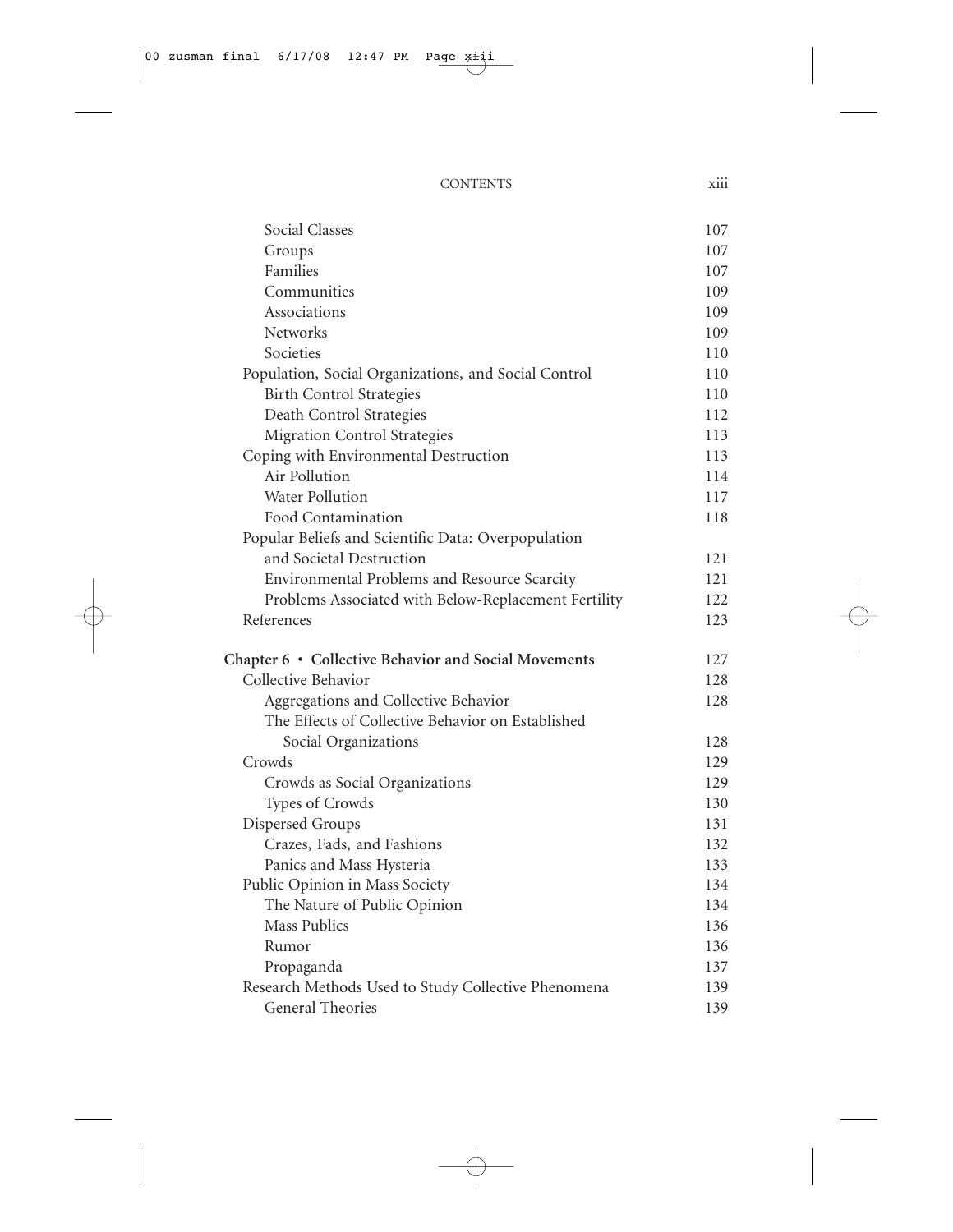| | |
|---|---|
| Social Classes | 107 |
| Groups | 107 |
| Families | 107 |
| Communities | 109 |
| Associations | 109 |
| Networks | 109 |
| Societies | 110 |
| Population, Social Organizations, and Social Control | 110 |
| Birth Control Strategies | 110 |
| Death Control Strategies | 112 |
| Migration Control Strategies | 113 |
| Coping with Environmental Destruction | 113 |
| Air Pollution | 114 |
| Water Pollution | 117 |
| Food Contamination | 118 |
| Popular Beliefs and Scientific Data: Overpopulation and Societal Destruction | 121 |
| Environmental Problems and Resource Scarcity | 121 |
| Problems Associated with Below-Replacement Fertility | 122 |
| References | 123 |
| **Chapter 6 • Collective Behavior and Social Movements** | **127** |
| Collective Behavior | 128 |
| Aggregations and Collective Behavior | 128 |
| The Effects of Collective Behavior on Established Social Organizations | 128 |
| Crowds | 129 |
| Crowds as Social Organizations | 129 |
| Types of Crowds | 130 |
| Dispersed Groups | 131 |
| Crazes, Fads, and Fashions | 132 |
| Panics and Mass Hysteria | 133 |
| Public Opinion in Mass Society | 134 |
| The Nature of Public Opinion | 134 |
| Mass Publics | 136 |
| Rumor | 136 |
| Propaganda | 137 |
| Research Methods Used to Study Collective Phenomena | 139 |
| General Theories | 139 |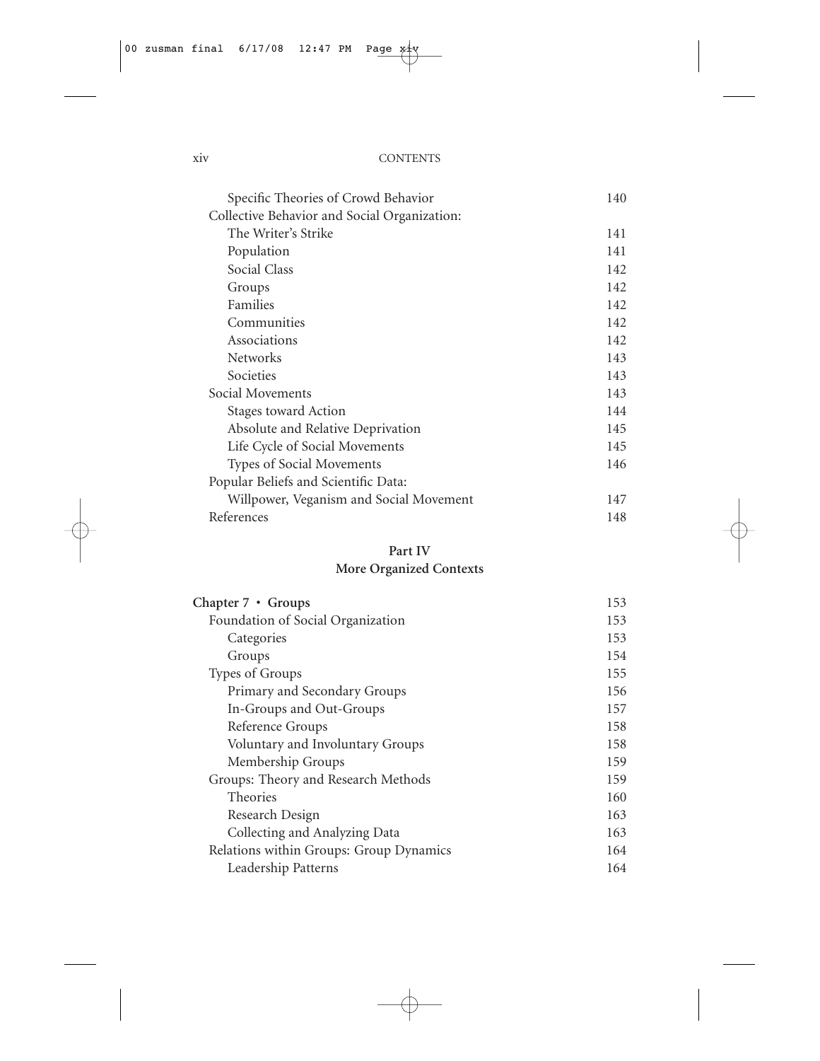| | |
|---|---|
| Specific Theories of Crowd Behavior | 140 |
| Collective Behavior and Social Organization: | |
| The Writer's Strike | 141 |
| Population | 141 |
| Social Class | 142 |
| Groups | 142 |
| Families | 142 |
| Communities | 142 |
| Associations | 142 |
| Networks | 143 |
| Societies | 143 |
| Social Movements | 143 |
| Stages toward Action | 144 |
| Absolute and Relative Deprivation | 145 |
| Life Cycle of Social Movements | 145 |
| Types of Social Movements | 146 |
| Popular Beliefs and Scientific Data: | |
| Willpower, Veganism and Social Movement | 147 |
| References | 148 |

## Part IV
## More Organized Contexts

| | |
|---|---|
| **Chapter 7 • Groups** | 153 |
| Foundation of Social Organization | 153 |
| Categories | 153 |
| Groups | 154 |
| Types of Groups | 155 |
| Primary and Secondary Groups | 156 |
| In-Groups and Out-Groups | 157 |
| Reference Groups | 158 |
| Voluntary and Involuntary Groups | 158 |
| Membership Groups | 159 |
| Groups: Theory and Research Methods | 159 |
| Theories | 160 |
| Research Design | 163 |
| Collecting and Analyzing Data | 163 |
| Relations within Groups: Group Dynamics | 164 |
| Leadership Patterns | 164 |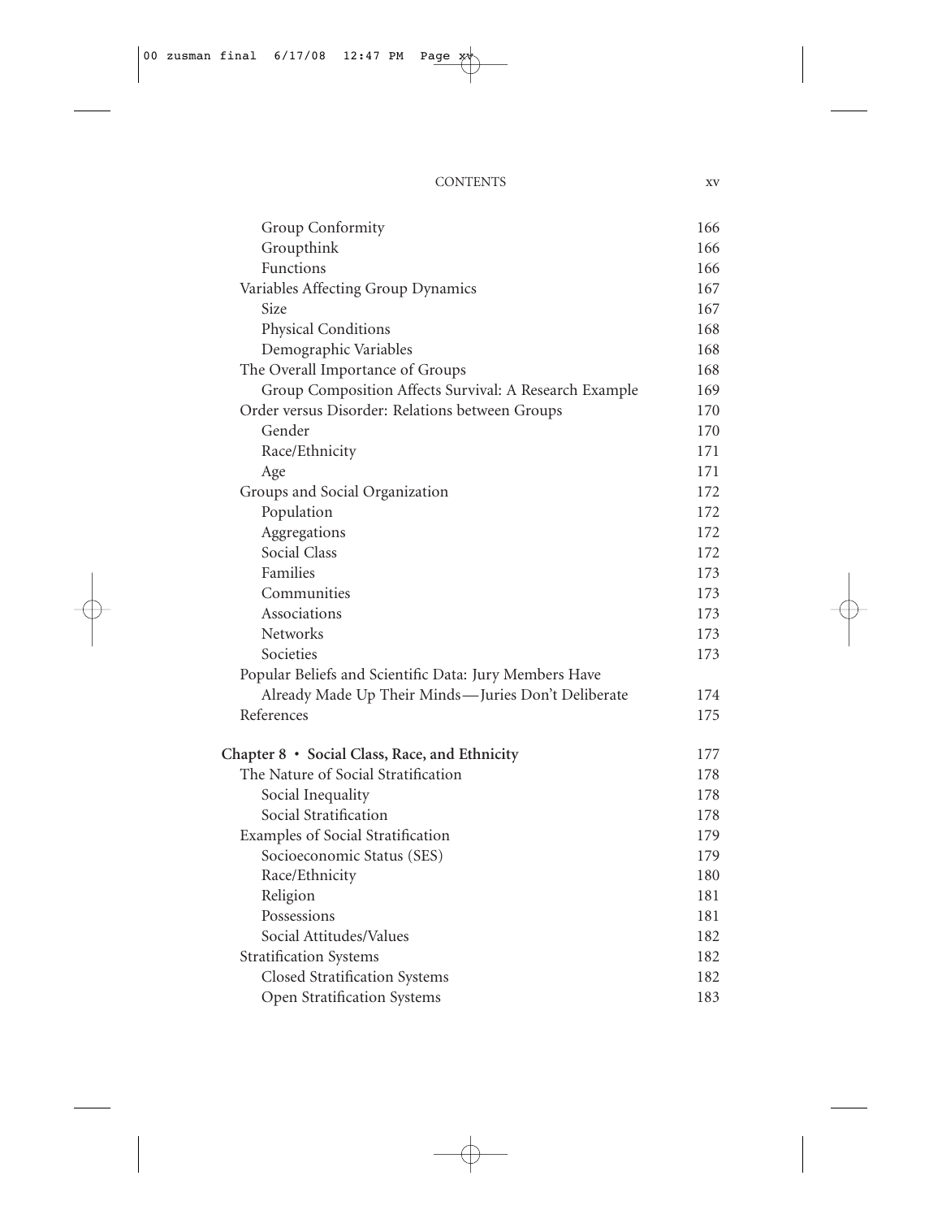Group Conformity 166
Groupthink 166
Functions 166
Variables Affecting Group Dynamics 167
Size 167
Physical Conditions 168
Demographic Variables 168
The Overall Importance of Groups 168
Group Composition Affects Survival: A Research Example 169
Order versus Disorder: Relations between Groups 170
Gender 170
Race/Ethnicity 171
Age 171
Groups and Social Organization 172
Population 172
Aggregations 172
Social Class 172
Families 173
Communities 173
Associations 173
Networks 173
Societies 173
Popular Beliefs and Scientific Data: Jury Members Have Already Made Up Their Minds—Juries Don't Deliberate 174
References 175

**Chapter 8 • Social Class, Race, and Ethnicity** 177
The Nature of Social Stratification 178
Social Inequality 178
Social Stratification 178
Examples of Social Stratification 179
Socioeconomic Status (SES) 179
Race/Ethnicity 180
Religion 181
Possessions 181
Social Attitudes/Values 182
Stratification Systems 182
Closed Stratification Systems 182
Open Stratification Systems 183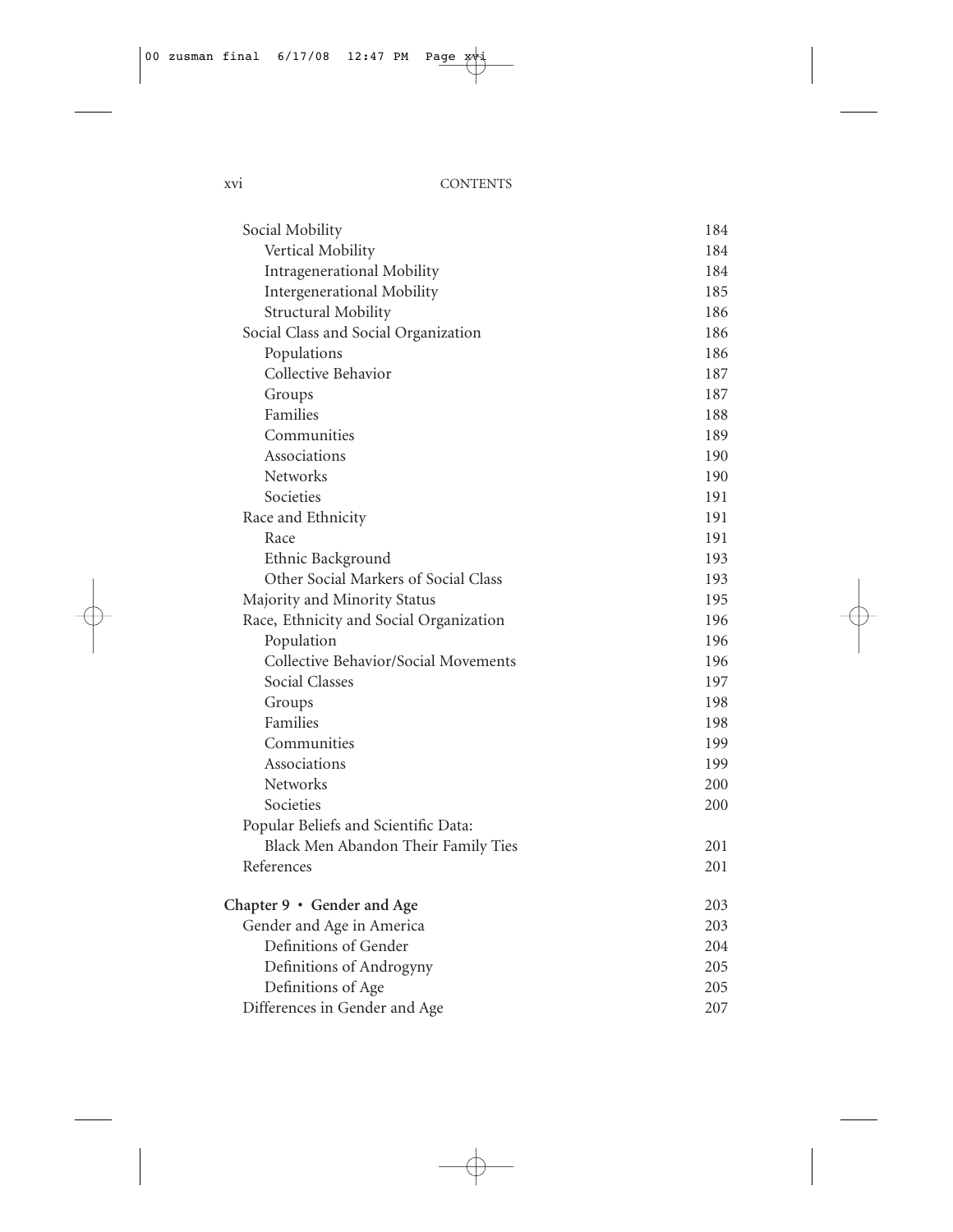Social Mobility 184
- Vertical Mobility 184
- Intragenerational Mobility 184
- Intergenerational Mobility 185
- Structural Mobility 186

Social Class and Social Organization 186
- Populations 186
- Collective Behavior 187
- Groups 187
- Families 188
- Communities 189
- Associations 190
- Networks 190
- Societies 191

Race and Ethnicity 191
- Race 191
- Ethnic Background 193
- Other Social Markers of Social Class 193

Majority and Minority Status 195

Race, Ethnicity and Social Organization 196
- Population 196
- Collective Behavior/Social Movements 196
- Social Classes 197
- Groups 198
- Families 198
- Communities 199
- Associations 199
- Networks 200
- Societies 200

Popular Beliefs and Scientific Data: Black Men Abandon Their Family Ties 201

References 201

**Chapter 9 • Gender and Age** 203

Gender and Age in America 203
- Definitions of Gender 204
- Definitions of Androgyny 205
- Definitions of Age 205

Differences in Gender and Age 207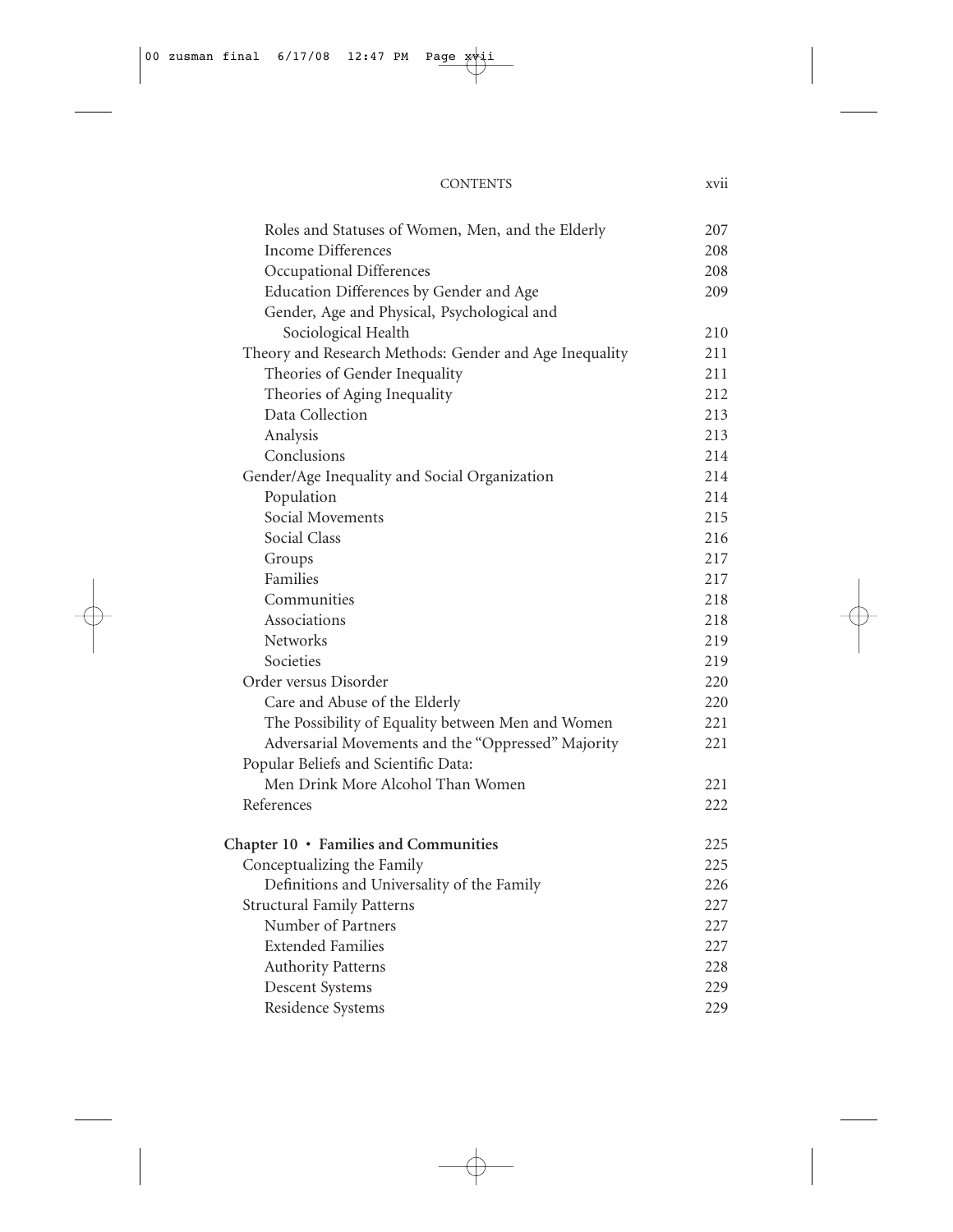Roles and Statuses of Women, Men, and the Elderly 207
Income Differences 208
Occupational Differences 208
Education Differences by Gender and Age 209
Gender, Age and Physical, Psychological and Sociological Health 210
Theory and Research Methods: Gender and Age Inequality 211
Theories of Gender Inequality 211
Theories of Aging Inequality 212
Data Collection 213
Analysis 213
Conclusions 214
Gender/Age Inequality and Social Organization 214
Population 214
Social Movements 215
Social Class 216
Groups 217
Families 217
Communities 218
Associations 218
Networks 219
Societies 219
Order versus Disorder 220
Care and Abuse of the Elderly 220
The Possibility of Equality between Men and Women 221
Adversarial Movements and the "Oppressed" Majority 221
Popular Beliefs and Scientific Data: Men Drink More Alcohol Than Women 221
References 222

**Chapter 10 • Families and Communities** 225
Conceptualizing the Family 225
Definitions and Universality of the Family 226
Structural Family Patterns 227
Number of Partners 227
Extended Families 227
Authority Patterns 228
Descent Systems 229
Residence Systems 229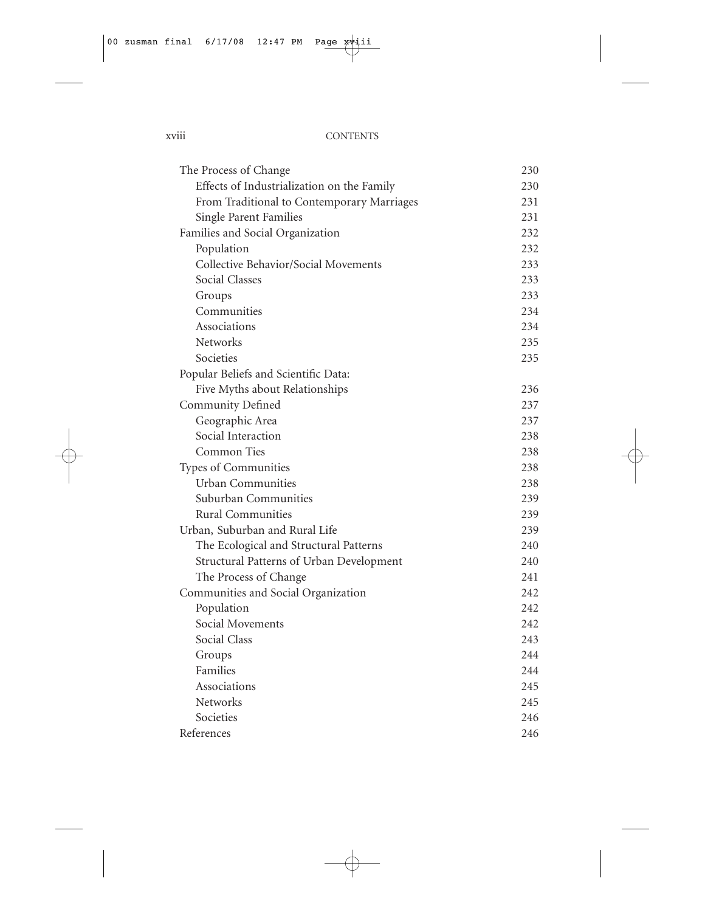| | |
|---|---|
| The Process of Change | 230 |
| Effects of Industrialization on the Family | 230 |
| From Traditional to Contemporary Marriages | 231 |
| Single Parent Families | 231 |
| Families and Social Organization | 232 |
| Population | 232 |
| Collective Behavior/Social Movements | 233 |
| Social Classes | 233 |
| Groups | 233 |
| Communities | 234 |
| Associations | 234 |
| Networks | 235 |
| Societies | 235 |
| Popular Beliefs and Scientific Data: Five Myths about Relationships | 236 |
| Community Defined | 237 |
| Geographic Area | 237 |
| Social Interaction | 238 |
| Common Ties | 238 |
| Types of Communities | 238 |
| Urban Communities | 238 |
| Suburban Communities | 239 |
| Rural Communities | 239 |
| Urban, Suburban and Rural Life | 239 |
| The Ecological and Structural Patterns | 240 |
| Structural Patterns of Urban Development | 240 |
| The Process of Change | 241 |
| Communities and Social Organization | 242 |
| Population | 242 |
| Social Movements | 242 |
| Social Class | 243 |
| Groups | 244 |
| Families | 244 |
| Associations | 245 |
| Networks | 245 |
| Societies | 246 |
| References | 246 |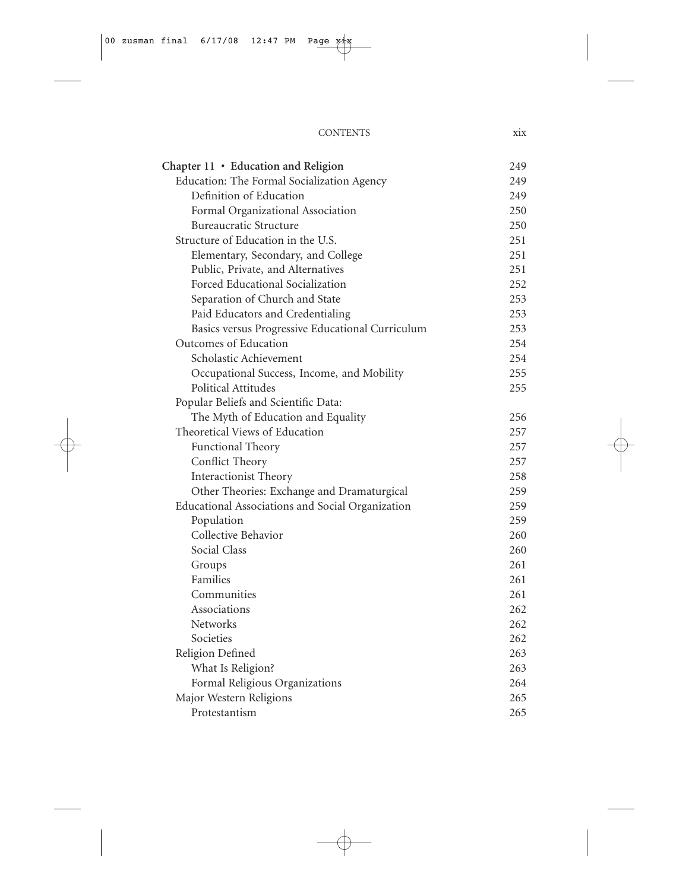| | |
|---|---|
| **Chapter 11 • Education and Religion** | 249 |
| Education: The Formal Socialization Agency | 249 |
| Definition of Education | 249 |
| Formal Organizational Association | 250 |
| Bureaucratic Structure | 250 |
| Structure of Education in the U.S. | 251 |
| Elementary, Secondary, and College | 251 |
| Public, Private, and Alternatives | 251 |
| Forced Educational Socialization | 252 |
| Separation of Church and State | 253 |
| Paid Educators and Credentialing | 253 |
| Basics versus Progressive Educational Curriculum | 253 |
| Outcomes of Education | 254 |
| Scholastic Achievement | 254 |
| Occupational Success, Income, and Mobility | 255 |
| Political Attitudes | 255 |
| Popular Beliefs and Scientific Data: The Myth of Education and Equality | 256 |
| Theoretical Views of Education | 257 |
| Functional Theory | 257 |
| Conflict Theory | 257 |
| Interactionist Theory | 258 |
| Other Theories: Exchange and Dramaturgical | 259 |
| Educational Associations and Social Organization | 259 |
| Population | 259 |
| Collective Behavior | 260 |
| Social Class | 260 |
| Groups | 261 |
| Families | 261 |
| Communities | 261 |
| Associations | 262 |
| Networks | 262 |
| Societies | 262 |
| Religion Defined | 263 |
| What Is Religion? | 263 |
| Formal Religious Organizations | 264 |
| Major Western Religions | 265 |
| Protestantism | 265 |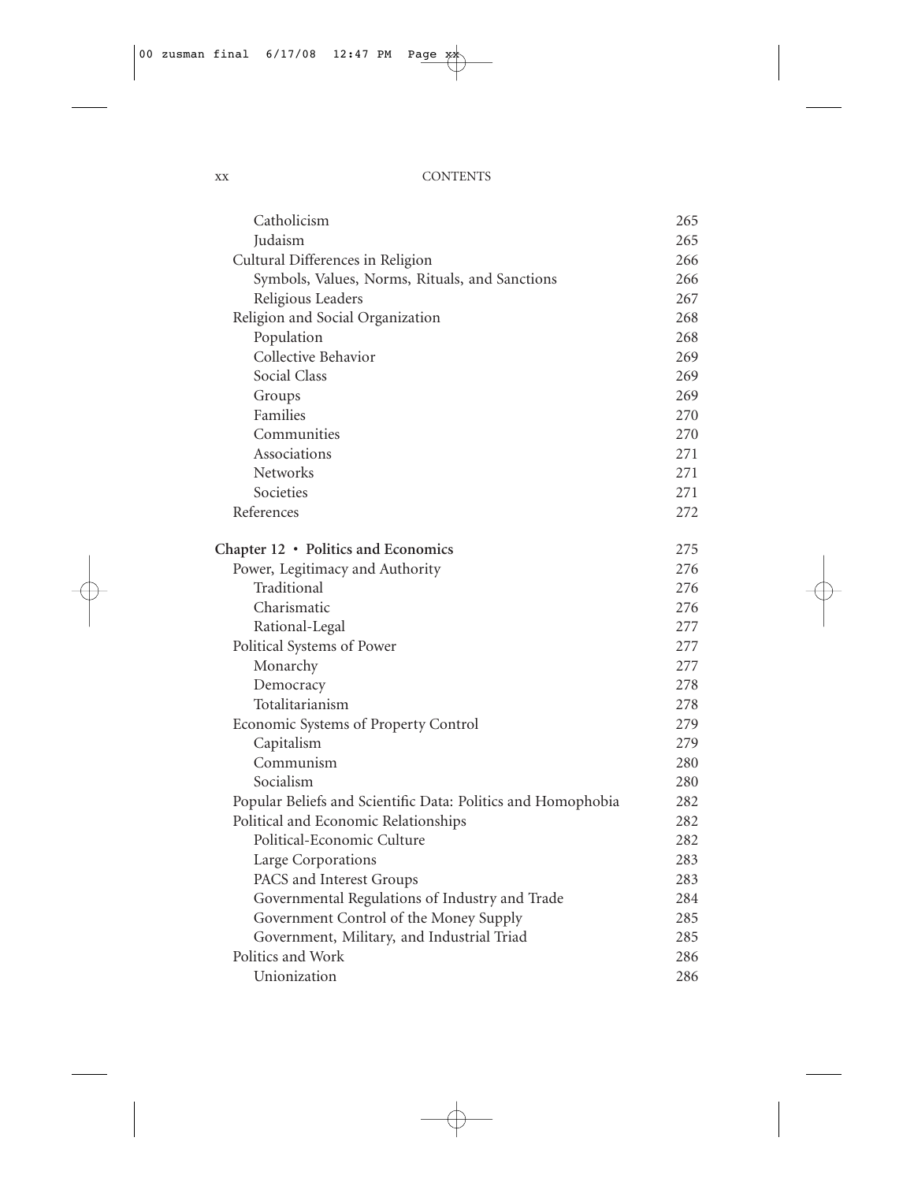| | |
|---|---|
| Catholicism | 265 |
| Judaism | 265 |
| Cultural Differences in Religion | 266 |
| Symbols, Values, Norms, Rituals, and Sanctions | 266 |
| Religious Leaders | 267 |
| Religion and Social Organization | 268 |
| Population | 268 |
| Collective Behavior | 269 |
| Social Class | 269 |
| Groups | 269 |
| Families | 270 |
| Communities | 270 |
| Associations | 271 |
| Networks | 271 |
| Societies | 271 |
| References | 272 |
| **Chapter 12 • Politics and Economics** | 275 |
| Power, Legitimacy and Authority | 276 |
| Traditional | 276 |
| Charismatic | 276 |
| Rational-Legal | 277 |
| Political Systems of Power | 277 |
| Monarchy | 277 |
| Democracy | 278 |
| Totalitarianism | 278 |
| Economic Systems of Property Control | 279 |
| Capitalism | 279 |
| Communism | 280 |
| Socialism | 280 |
| Popular Beliefs and Scientific Data: Politics and Homophobia | 282 |
| Political and Economic Relationships | 282 |
| Political-Economic Culture | 282 |
| Large Corporations | 283 |
| PACS and Interest Groups | 283 |
| Governmental Regulations of Industry and Trade | 284 |
| Government Control of the Money Supply | 285 |
| Government, Military, and Industrial Triad | 285 |
| Politics and Work | 286 |
| Unionization | 286 |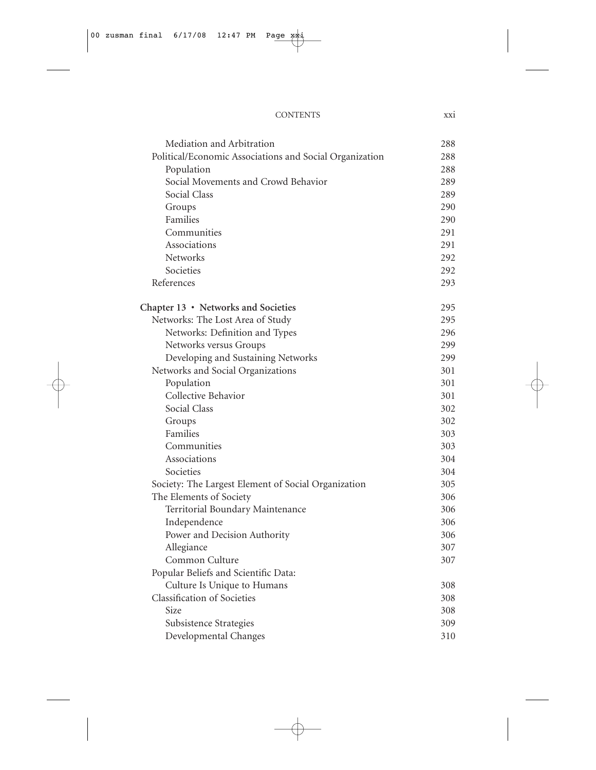| | |
|---|---|
| Mediation and Arbitration | 288 |
| Political/Economic Associations and Social Organization | 288 |
| Population | 288 |
| Social Movements and Crowd Behavior | 289 |
| Social Class | 289 |
| Groups | 290 |
| Families | 290 |
| Communities | 291 |
| Associations | 291 |
| Networks | 292 |
| Societies | 292 |
| References | 293 |
| **Chapter 13 • Networks and Societies** | 295 |
| Networks: The Lost Area of Study | 295 |
| Networks: Definition and Types | 296 |
| Networks versus Groups | 299 |
| Developing and Sustaining Networks | 299 |
| Networks and Social Organizations | 301 |
| Population | 301 |
| Collective Behavior | 301 |
| Social Class | 302 |
| Groups | 302 |
| Families | 303 |
| Communities | 303 |
| Associations | 304 |
| Societies | 304 |
| Society: The Largest Element of Social Organization | 305 |
| The Elements of Society | 306 |
| Territorial Boundary Maintenance | 306 |
| Independence | 306 |
| Power and Decision Authority | 306 |
| Allegiance | 307 |
| Common Culture | 307 |
| Popular Beliefs and Scientific Data: Culture Is Unique to Humans | 308 |
| Classification of Societies | 308 |
| Size | 308 |
| Subsistence Strategies | 309 |
| Developmental Changes | 310 |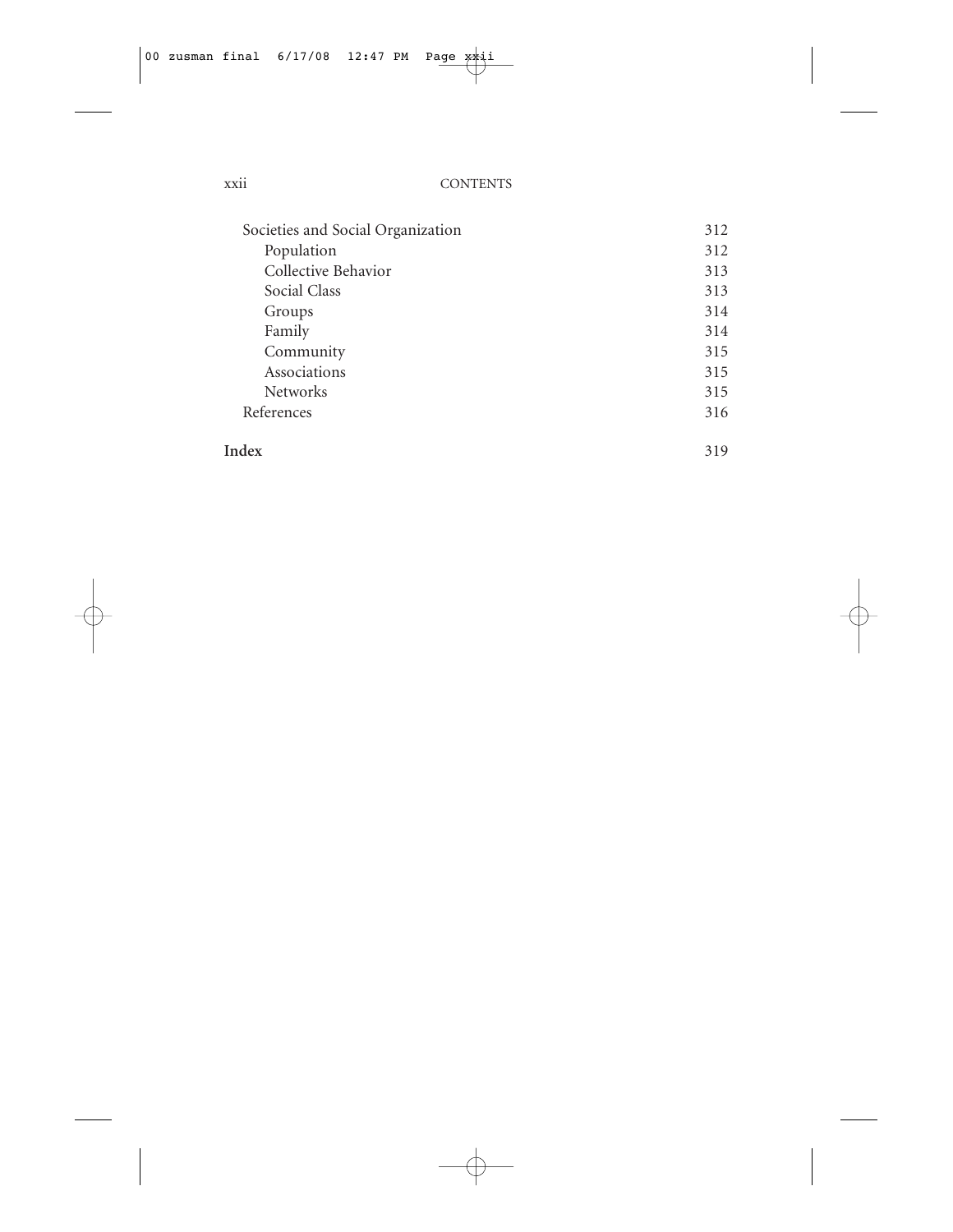Societies and Social Organization 312

- Population 312
- Collective Behavior 313
- Social Class 313
- Groups 314
- Family 314
- Community 315
- Associations 315
- Networks 315

References 316

**Index** 319